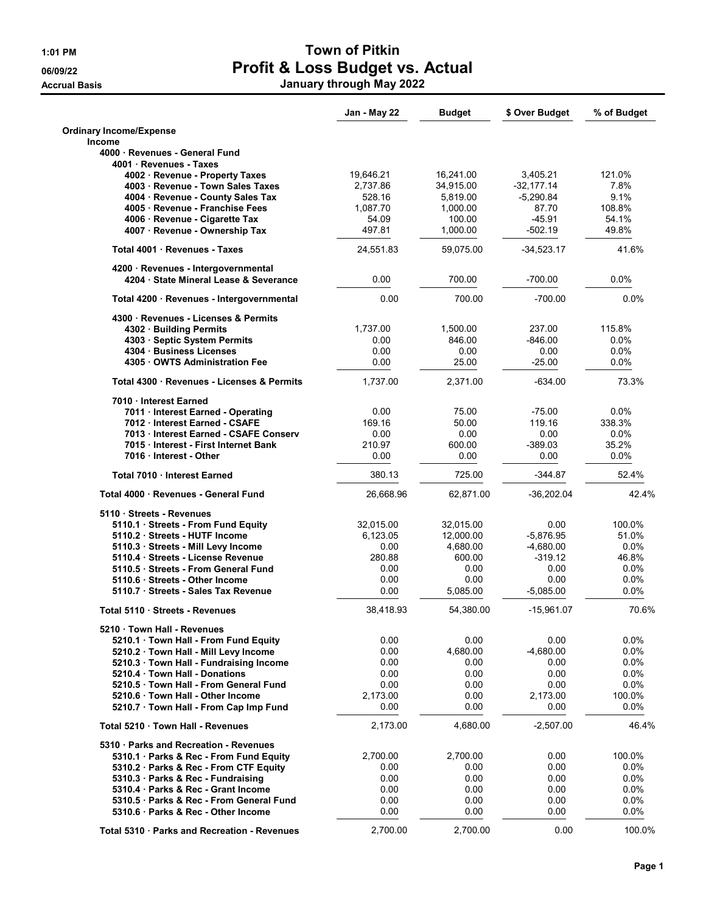# Town of Pitkin

## Profit & Loss Budget vs. Actual

**January through May 2022**

1:01 PM
06/09/22
Accrual Basis

| | Jan - May 22 | Budget | $ Over Budget | % of Budget |
|---|---|---|---|---|
| **Ordinary Income/Expense** | | | | |
| **Income** | | | | |
| **4000 · Revenues - General Fund** | | | | |
| **4001 · Revenues - Taxes** | | | | |
| 4002 · Revenue - Property Taxes | 19,646.21 | 16,241.00 | 3,405.21 | 121.0% |
| 4003 · Revenue - Town Sales Taxes | 2,737.86 | 34,915.00 | -32,177.14 | 7.8% |
| 4004 · Revenue - County Sales Tax | 528.16 | 5,819.00 | -5,290.84 | 9.1% |
| 4005 · Revenue - Franchise Fees | 1,087.70 | 1,000.00 | 87.70 | 108.8% |
| 4006 · Revenue - Cigarette Tax | 54.09 | 100.00 | -45.91 | 54.1% |
| 4007 · Revenue - Ownership Tax | 497.81 | 1,000.00 | -502.19 | 49.8% |
| **Total 4001 · Revenues - Taxes** | 24,551.83 | 59,075.00 | -34,523.17 | 41.6% |
| **4200 · Revenues - Intergovernmental** | | | | |
| 4204 · State Mineral Lease & Severance | 0.00 | 700.00 | -700.00 | 0.0% |
| **Total 4200 · Revenues - Intergovernmental** | 0.00 | 700.00 | -700.00 | 0.0% |
| **4300 · Revenues - Licenses & Permits** | | | | |
| 4302 · Building Permits | 1,737.00 | 1,500.00 | 237.00 | 115.8% |
| 4303 · Septic System Permits | 0.00 | 846.00 | -846.00 | 0.0% |
| 4304 · Business Licenses | 0.00 | 0.00 | 0.00 | 0.0% |
| 4305 · OWTS Administration Fee | 0.00 | 25.00 | -25.00 | 0.0% |
| **Total 4300 · Revenues - Licenses & Permits** | 1,737.00 | 2,371.00 | -634.00 | 73.3% |
| **7010 · Interest Earned** | | | | |
| 7011 · Interest Earned - Operating | 0.00 | 75.00 | -75.00 | 0.0% |
| 7012 · Interest Earned - CSAFE | 169.16 | 50.00 | 119.16 | 338.3% |
| 7013 · Interest Earned - CSAFE Conserv | 0.00 | 0.00 | 0.00 | 0.0% |
| 7015 · Interest - First Internet Bank | 210.97 | 600.00 | -389.03 | 35.2% |
| 7016 · Interest - Other | 0.00 | 0.00 | 0.00 | 0.0% |
| **Total 7010 · Interest Earned** | 380.13 | 725.00 | -344.87 | 52.4% |
| **Total 4000 · Revenues - General Fund** | 26,668.96 | 62,871.00 | -36,202.04 | 42.4% |
| **5110 · Streets - Revenues** | | | | |
| 5110.1 · Streets - From Fund Equity | 32,015.00 | 32,015.00 | 0.00 | 100.0% |
| 5110.2 · Streets - HUTF Income | 6,123.05 | 12,000.00 | -5,876.95 | 51.0% |
| 5110.3 · Streets - Mill Levy Income | 0.00 | 4,680.00 | -4,680.00 | 0.0% |
| 5110.4 · Streets - License Revenue | 280.88 | 600.00 | -319.12 | 46.8% |
| 5110.5 · Streets - From General Fund | 0.00 | 0.00 | 0.00 | 0.0% |
| 5110.6 · Streets - Other Income | 0.00 | 0.00 | 0.00 | 0.0% |
| 5110.7 · Streets - Sales Tax Revenue | 0.00 | 5,085.00 | -5,085.00 | 0.0% |
| **Total 5110 · Streets - Revenues** | 38,418.93 | 54,380.00 | -15,961.07 | 70.6% |
| **5210 · Town Hall - Revenues** | | | | |
| 5210.1 · Town Hall - From Fund Equity | 0.00 | 0.00 | 0.00 | 0.0% |
| 5210.2 · Town Hall - Mill Levy Income | 0.00 | 4,680.00 | -4,680.00 | 0.0% |
| 5210.3 · Town Hall - Fundraising Income | 0.00 | 0.00 | 0.00 | 0.0% |
| 5210.4 · Town Hall - Donations | 0.00 | 0.00 | 0.00 | 0.0% |
| 5210.5 · Town Hall - From General Fund | 0.00 | 0.00 | 0.00 | 0.0% |
| 5210.6 · Town Hall - Other Income | 2,173.00 | 0.00 | 2,173.00 | 100.0% |
| 5210.7 · Town Hall - From Cap Imp Fund | 0.00 | 0.00 | 0.00 | 0.0% |
| **Total 5210 · Town Hall - Revenues** | 2,173.00 | 4,680.00 | -2,507.00 | 46.4% |
| **5310 · Parks and Recreation - Revenues** | | | | |
| 5310.1 · Parks & Rec - From Fund Equity | 2,700.00 | 2,700.00 | 0.00 | 100.0% |
| 5310.2 · Parks & Rec - From CTF Equity | 0.00 | 0.00 | 0.00 | 0.0% |
| 5310.3 · Parks & Rec - Fundraising | 0.00 | 0.00 | 0.00 | 0.0% |
| 5310.4 · Parks & Rec - Grant Income | 0.00 | 0.00 | 0.00 | 0.0% |
| 5310.5 · Parks & Rec - From General Fund | 0.00 | 0.00 | 0.00 | 0.0% |
| 5310.6 · Parks & Rec - Other Income | 0.00 | 0.00 | 0.00 | 0.0% |
| **Total 5310 · Parks and Recreation - Revenues** | 2,700.00 | 2,700.00 | 0.00 | 100.0% |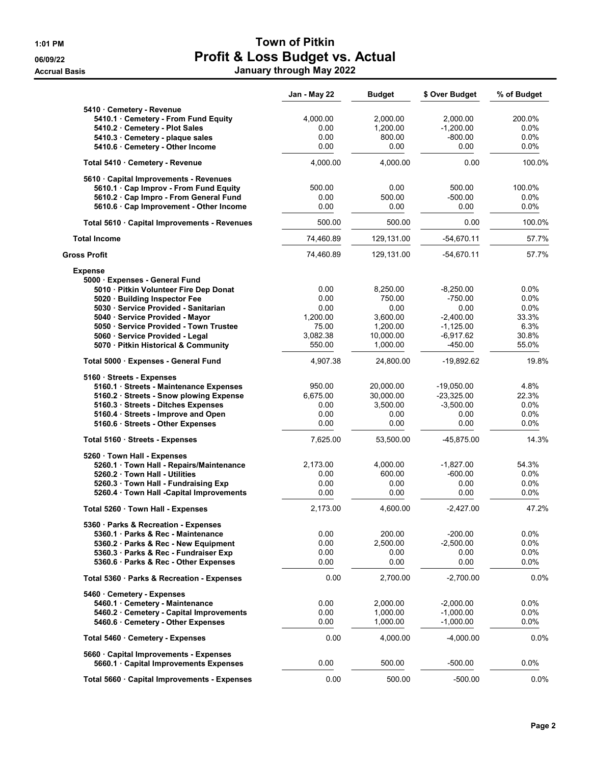# Town of Pitkin

## Profit & Loss Budget vs. Actual

### January through May 2022

1:01 PM
06/09/22
Accrual Basis

| | Jan - May 22 | Budget | $ Over Budget | % of Budget |
|---|---|---|---|---|
| 5410 · Cemetery - Revenue | | | | |
| 5410.1 · Cemetery - From Fund Equity | 4,000.00 | 2,000.00 | 2,000.00 | 200.0% |
| 5410.2 · Cemetery - Plot Sales | 0.00 | 1,200.00 | -1,200.00 | 0.0% |
| 5410.3 · Cemetery - plaque sales | 0.00 | 800.00 | -800.00 | 0.0% |
| 5410.6 · Cemetery - Other Income | 0.00 | 0.00 | 0.00 | 0.0% |
| Total 5410 · Cemetery - Revenue | 4,000.00 | 4,000.00 | 0.00 | 100.0% |
| 5610 · Capital Improvements - Revenues | | | | |
| 5610.1 · Cap Improv - From Fund Equity | 500.00 | 0.00 | 500.00 | 100.0% |
| 5610.2 · Cap Impro - From General Fund | 0.00 | 500.00 | -500.00 | 0.0% |
| 5610.6 · Cap Improvement - Other Income | 0.00 | 0.00 | 0.00 | 0.0% |
| Total 5610 · Capital Improvements - Revenues | 500.00 | 500.00 | 0.00 | 100.0% |
| Total Income | 74,460.89 | 129,131.00 | -54,670.11 | 57.7% |
| Gross Profit | 74,460.89 | 129,131.00 | -54,670.11 | 57.7% |
| Expense | | | | |
| 5000 · Expenses - General Fund | | | | |
| 5010 · Pitkin Volunteer Fire Dep Donat | 0.00 | 8,250.00 | -8,250.00 | 0.0% |
| 5020 · Building Inspector Fee | 0.00 | 750.00 | -750.00 | 0.0% |
| 5030 · Service Provided - Sanitarian | 0.00 | 0.00 | 0.00 | 0.0% |
| 5040 · Service Provided - Mayor | 1,200.00 | 3,600.00 | -2,400.00 | 33.3% |
| 5050 · Service Provided - Town Trustee | 75.00 | 1,200.00 | -1,125.00 | 6.3% |
| 5060 · Service Provided - Legal | 3,082.38 | 10,000.00 | -6,917.62 | 30.8% |
| 5070 · Pitkin Historical & Community | 550.00 | 1,000.00 | -450.00 | 55.0% |
| Total 5000 · Expenses - General Fund | 4,907.38 | 24,800.00 | -19,892.62 | 19.8% |
| 5160 · Streets - Expenses | | | | |
| 5160.1 · Streets - Maintenance Expenses | 950.00 | 20,000.00 | -19,050.00 | 4.8% |
| 5160.2 · Streets - Snow plowing Expense | 6,675.00 | 30,000.00 | -23,325.00 | 22.3% |
| 5160.3 · Streets - Ditches Expenses | 0.00 | 3,500.00 | -3,500.00 | 0.0% |
| 5160.4 · Streets - Improve and Open | 0.00 | 0.00 | 0.00 | 0.0% |
| 5160.6 · Streets - Other Expenses | 0.00 | 0.00 | 0.00 | 0.0% |
| Total 5160 · Streets - Expenses | 7,625.00 | 53,500.00 | -45,875.00 | 14.3% |
| 5260 · Town Hall - Expenses | | | | |
| 5260.1 · Town Hall - Repairs/Maintenance | 2,173.00 | 4,000.00 | -1,827.00 | 54.3% |
| 5260.2 · Town Hall - Utilities | 0.00 | 600.00 | -600.00 | 0.0% |
| 5260.3 · Town Hall - Fundraising Exp | 0.00 | 0.00 | 0.00 | 0.0% |
| 5260.4 · Town Hall -Capital Improvements | 0.00 | 0.00 | 0.00 | 0.0% |
| Total 5260 · Town Hall - Expenses | 2,173.00 | 4,600.00 | -2,427.00 | 47.2% |
| 5360 · Parks & Recreation - Expenses | | | | |
| 5360.1 · Parks & Rec - Maintenance | 0.00 | 200.00 | -200.00 | 0.0% |
| 5360.2 · Parks & Rec - New Equipment | 0.00 | 2,500.00 | -2,500.00 | 0.0% |
| 5360.3 · Parks & Rec - Fundraiser Exp | 0.00 | 0.00 | 0.00 | 0.0% |
| 5360.6 · Parks & Rec - Other Expenses | 0.00 | 0.00 | 0.00 | 0.0% |
| Total 5360 · Parks & Recreation - Expenses | 0.00 | 2,700.00 | -2,700.00 | 0.0% |
| 5460 · Cemetery - Expenses | | | | |
| 5460.1 · Cemetery - Maintenance | 0.00 | 2,000.00 | -2,000.00 | 0.0% |
| 5460.2 · Cemetery - Capital Improvements | 0.00 | 1,000.00 | -1,000.00 | 0.0% |
| 5460.6 · Cemetery - Other Expenses | 0.00 | 1,000.00 | -1,000.00 | 0.0% |
| Total 5460 · Cemetery - Expenses | 0.00 | 4,000.00 | -4,000.00 | 0.0% |
| 5660 · Capital Improvements - Expenses | | | | |
| 5660.1 · Capital Improvements Expenses | 0.00 | 500.00 | -500.00 | 0.0% |
| Total 5660 · Capital Improvements - Expenses | 0.00 | 500.00 | -500.00 | 0.0% |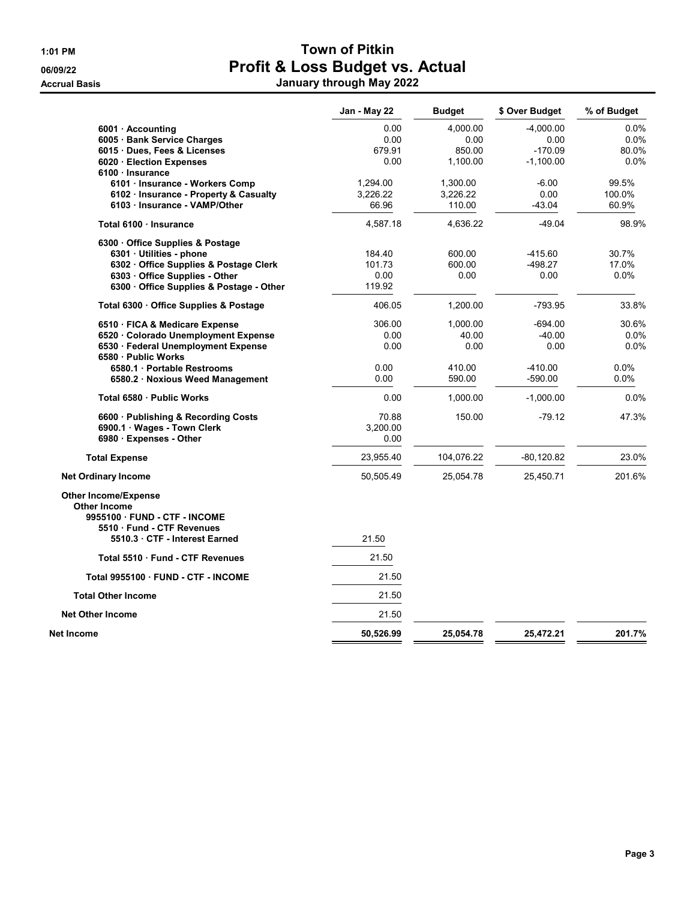# Town of Pitkin
## Profit & Loss Budget vs. Actual
### January through May 2022

Accrual Basis

| | Jan - May 22 | Budget | $ Over Budget | % of Budget |
|---|---|---|---|---|
| 6001 · Accounting | 0.00 | 4,000.00 | -4,000.00 | 0.0% |
| 6005 · Bank Service Charges | 0.00 | 0.00 | 0.00 | 0.0% |
| 6015 · Dues, Fees & Licenses | 679.91 | 850.00 | -170.09 | 80.0% |
| 6020 · Election Expenses | 0.00 | 1,100.00 | -1,100.00 | 0.0% |
| 6100 · Insurance | | | | |
| 6101 · Insurance - Workers Comp | 1,294.00 | 1,300.00 | -6.00 | 99.5% |
| 6102 · Insurance - Property & Casualty | 3,226.22 | 3,226.22 | 0.00 | 100.0% |
| 6103 · Insurance - VAMP/Other | 66.96 | 110.00 | -43.04 | 60.9% |
| Total 6100 · Insurance | 4,587.18 | 4,636.22 | -49.04 | 98.9% |
| 6300 · Office Supplies & Postage | | | | |
| 6301 · Utilities - phone | 184.40 | 600.00 | -415.60 | 30.7% |
| 6302 · Office Supplies & Postage Clerk | 101.73 | 600.00 | -498.27 | 17.0% |
| 6303 · Office Supplies - Other | 0.00 | 0.00 | 0.00 | 0.0% |
| 6300 · Office Supplies & Postage - Other | 119.92 | | | |
| Total 6300 · Office Supplies & Postage | 406.05 | 1,200.00 | -793.95 | 33.8% |
| 6510 · FICA & Medicare Expense | 306.00 | 1,000.00 | -694.00 | 30.6% |
| 6520 · Colorado Unemployment Expense | 0.00 | 40.00 | -40.00 | 0.0% |
| 6530 · Federal Unemployment Expense | 0.00 | 0.00 | 0.00 | 0.0% |
| 6580 · Public Works | | | | |
| 6580.1 · Portable Restrooms | 0.00 | 410.00 | -410.00 | 0.0% |
| 6580.2 · Noxious Weed Management | 0.00 | 590.00 | -590.00 | 0.0% |
| Total 6580 · Public Works | 0.00 | 1,000.00 | -1,000.00 | 0.0% |
| 6600 · Publishing & Recording Costs | 70.88 | 150.00 | -79.12 | 47.3% |
| 6900.1 · Wages - Town Clerk | 3,200.00 | | | |
| 6980 · Expenses - Other | 0.00 | | | |
| **Total Expense** | 23,955.40 | 104,076.22 | -80,120.82 | 23.0% |
| **Net Ordinary Income** | 50,505.49 | 25,054.78 | 25,450.71 | 201.6% |
| **Other Income/Expense** | | | | |
| **Other Income** | | | | |
| 9955100 · FUND - CTF - INCOME | | | | |
| 5510 · Fund - CTF Revenues | | | | |
| 5510.3 · CTF - Interest Earned | 21.50 | | | |
| Total 5510 · Fund - CTF Revenues | 21.50 | | | |
| Total 9955100 · FUND - CTF - INCOME | 21.50 | | | |
| **Total Other Income** | 21.50 | | | |
| **Net Other Income** | 21.50 | | | |
| **Net Income** | **50,526.99** | **25,054.78** | **25,472.21** | **201.7%** |